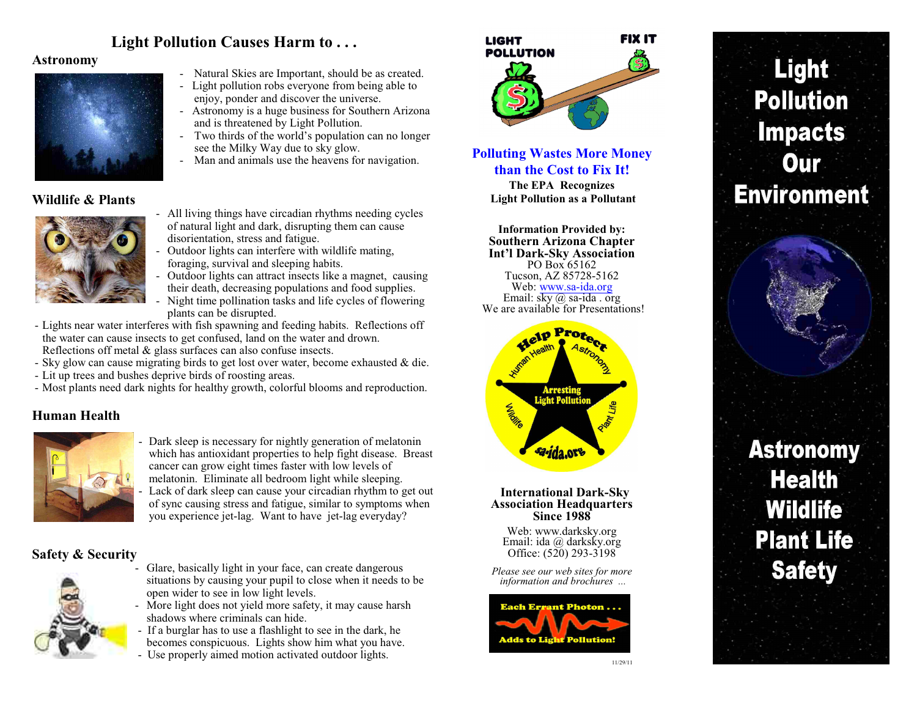# Light Pollution Causes Harm to . . .

## Astronomy

- Natural Skies are Important, should be as created.
- Light pollution robs everyone from being able to enjoy, ponder and discover the universe.
- Astronomy is a huge business for Southern Arizona and is threatened by Light Pollution.
- Two thirds of the world's population can no longer see the Milky Way due to sky glow.
- Man and animals use the heavens for navigation.

## Wildlife & Plants

- All living things have circadian rhythms needing cycles of natural light and dark, disrupting them can cause disorientation, stress and fatigue.
- Outdoor lights can interfere with wildlife mating, foraging, survival and sleeping habits.
- Outdoor lights can attract insects like a magnet, causing their death, decreasing populations and food supplies.
- Night time pollination tasks and life cycles of flowering plants can be disrupted.
- Lights near water interferes with fish spawning and feeding habits. Reflections off the water can cause insects to get confused, land on the water and drown. Reflections off metal & glass surfaces can also confuse insects.
- Sky glow can cause migrating birds to get lost over water, become exhausted & die.
- Lit up trees and bushes deprive birds of roosting areas.
- Most plants need dark nights for healthy growth, colorful blooms and reproduction.

## Human Health

- Dark sleep is necessary for nightly generation of melatonin which has antioxidant properties to help fight disease. Breast cancer can grow eight times faster with low levels of melatonin. Eliminate all bedroom light while sleeping.
- Lack of dark sleep can cause your circadian rhythm to get out of sync causing stress and fatigue, similar to symptoms when you experience jet-lag. Want to have jet-lag everyday?

## Safety & Security

- Glare, basically light in your face, can create dangerous situations by causing your pupil to close when it needs to be open wider to see in low light levels.
- More light does not yield more safety, it may cause harsh shadows where criminals can hide.
- If a burglar has to use a flashlight to see in the dark, he becomes conspicuous. Lights show him what you have.
- Use properly aimed motion activated outdoor lights.

LIGHT POLLUTION — FIX IT

**Polluting Wastes More Money than the Cost to Fix It!**

**The EPA Recognizes Light Pollution as a Pollutant**

**Information Provided by:**
**Southern Arizona Chapter**
**Int'l Dark-Sky Association**
PO Box 65162
Tucson, AZ 85728-5162
Web: www.sa-ida.org
Email: sky @ sa-ida . org
We are available for Presentations!

Help Protect — Human Health — Astronomy — Arresting Light Pollution — Wildlife — Plant Life — sa-ida.org

**International Dark-Sky Association Headquarters Since 1988**

Web: www.darksky.org
Email: ida @ darksky.org
Office: (520) 293-3198

*Please see our web sites for more information and brochures …*

Each Errant Photon . . . Adds to Light Pollution!

11/29/11

# Light Pollution Impacts Our Environment

Astronomy
Health
Wildlife
Plant Life
Safety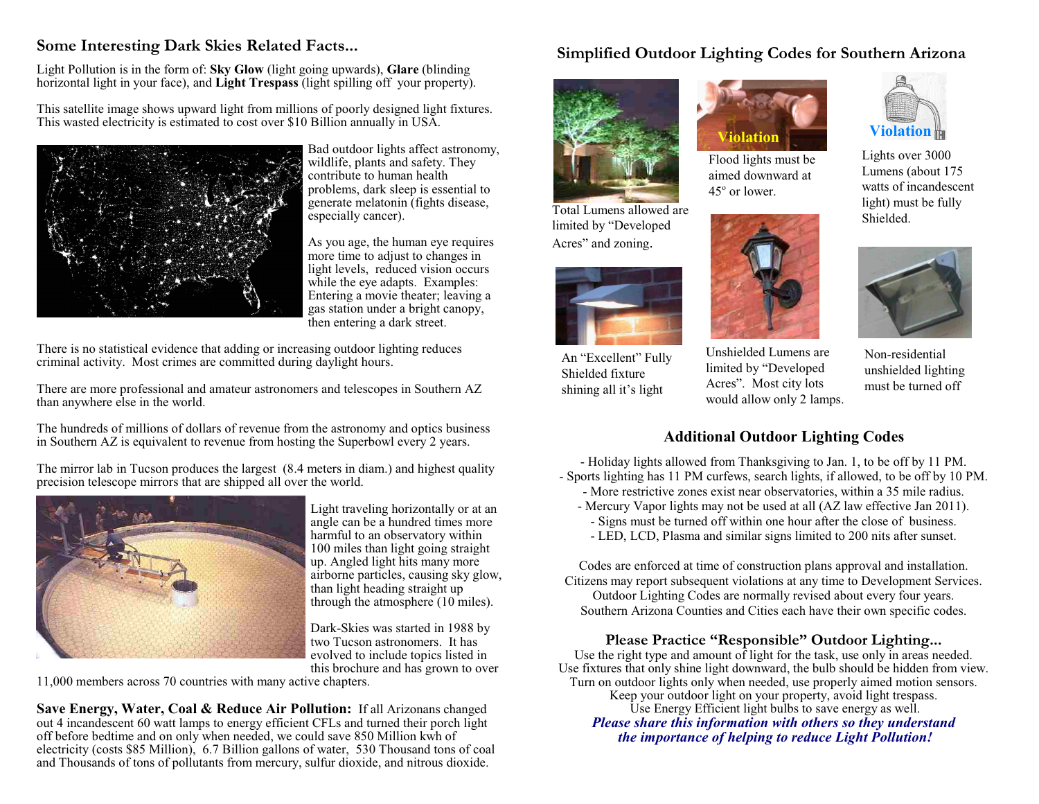## Some Interesting Dark Skies Related Facts...

Light Pollution is in the form of: **Sky Glow** (light going upwards), **Glare** (blinding horizontal light in your face), and **Light Trespass** (light spilling off your property).

This satellite image shows upward light from millions of poorly designed light fixtures. This wasted electricity is estimated to cost over $10 Billion annually in USA.

Bad outdoor lights affect astronomy, wildlife, plants and safety. They contribute to human health problems, dark sleep is essential to generate melatonin (fights disease, especially cancer).

As you age, the human eye requires more time to adjust to changes in light levels, reduced vision occurs while the eye adapts. Examples: Entering a movie theater; leaving a gas station under a bright canopy, then entering a dark street.

There is no statistical evidence that adding or increasing outdoor lighting reduces criminal activity. Most crimes are committed during daylight hours.

There are more professional and amateur astronomers and telescopes in Southern AZ than anywhere else in the world.

The hundreds of millions of dollars of revenue from the astronomy and optics business in Southern AZ is equivalent to revenue from hosting the Superbowl every 2 years.

The mirror lab in Tucson produces the largest (8.4 meters in diam.) and highest quality precision telescope mirrors that are shipped all over the world.

Light traveling horizontally or at an angle can be a hundred times more harmful to an observatory within 100 miles than light going straight up. Angled light hits many more airborne particles, causing sky glow, than light heading straight up through the atmosphere (10 miles).

Dark-Skies was started in 1988 by two Tucson astronomers. It has evolved to include topics listed in this brochure and has grown to over 11,000 members across 70 countries with many active chapters.

**Save Energy, Water, Coal & Reduce Air Pollution:** If all Arizonans changed out 4 incandescent 60 watt lamps to energy efficient CFLs and turned their porch light off before bedtime and on only when needed, we could save 850 Million kwh of electricity (costs $85 Million), 6.7 Billion gallons of water, 530 Thousand tons of coal and Thousands of tons of pollutants from mercury, sulfur dioxide, and nitrous dioxide.

## Simplified Outdoor Lighting Codes for Southern Arizona

Total Lumens allowed are limited by "Developed Acres" and zoning.

Violation

Flood lights must be aimed downward at 45º or lower.

Violation

Lights over 3000 Lumens (about 175 watts of incandescent light) must be fully Shielded.

An "Excellent" Fully Shielded fixture shining all it's light

Unshielded Lumens are limited by "Developed Acres". Most city lots would allow only 2 lamps.

Non-residential unshielded lighting must be turned off

### Additional Outdoor Lighting Codes

- Holiday lights allowed from Thanksgiving to Jan. 1, to be off by 11 PM.
- Sports lighting has 11 PM curfews, search lights, if allowed, to be off by 10 PM.
- More restrictive zones exist near observatories, within a 35 mile radius.
- Mercury Vapor lights may not be used at all (AZ law effective Jan 2011).
- Signs must be turned off within one hour after the close of business.
- LED, LCD, Plasma and similar signs limited to 200 nits after sunset.

Codes are enforced at time of construction plans approval and installation. Citizens may report subsequent violations at any time to Development Services. Outdoor Lighting Codes are normally revised about every four years. Southern Arizona Counties and Cities each have their own specific codes.

### Please Practice "Responsible" Outdoor Lighting...

Use the right type and amount of light for the task, use only in areas needed.
Use fixtures that only shine light downward, the bulb should be hidden from view.
Turn on outdoor lights only when needed, use properly aimed motion sensors.
Keep your outdoor light on your property, avoid light trespass.
Use Energy Efficient light bulbs to save energy as well.

***Please share this information with others so they understand the importance of helping to reduce Light Pollution!***